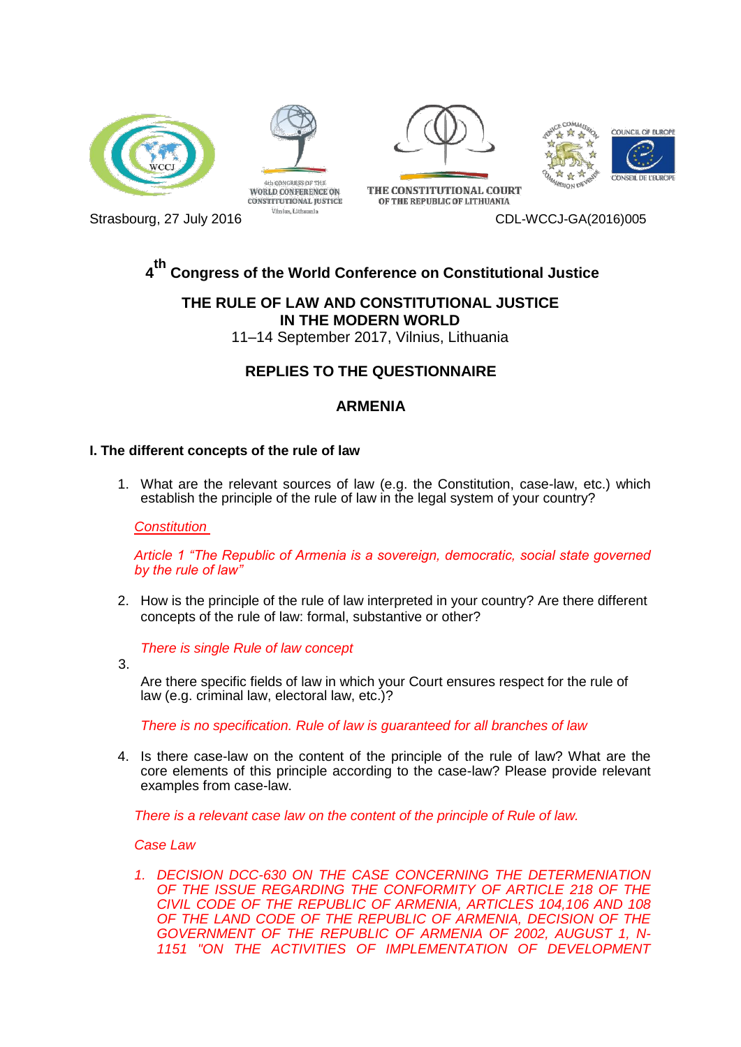Strasbourg, 27 July 2016

CDL-WCCJ-GA(2016)005

# 4th Congress of the World Conference on Constitutional Justice

## THE RULE OF LAW AND CONSTITUTIONAL JUSTICE IN THE MODERN WORLD

11–14 September 2017, Vilnius, Lithuania

## REPLIES TO THE QUESTIONNAIRE

## ARMENIA

### I. The different concepts of the rule of law

1. What are the relevant sources of law (e.g. the Constitution, case-law, etc.) which establish the principle of the rule of law in the legal system of your country?

   *Constitution*

   *Article 1 "The Republic of Armenia is a sovereign, democratic, social state governed by the rule of law"*

2. How is the principle of the rule of law interpreted in your country? Are there different concepts of the rule of law: formal, substantive or other?

   *There is single Rule of law concept*

3. Are there specific fields of law in which your Court ensures respect for the rule of law (e.g. criminal law, electoral law, etc.)?

   *There is no specification. Rule of law is guaranteed for all branches of law*

4. Is there case-law on the content of the principle of the rule of law? What are the core elements of this principle according to the case-law? Please provide relevant examples from case-law.

   *There is a relevant case law on the content of the principle of Rule of law.*

   *Case Law*

   1. *DECISION DCC-630 ON THE CASE CONCERNING THE DETERMENIATION OF THE ISSUE REGARDING THE CONFORMITY OF ARTICLE 218 OF THE CIVIL CODE OF THE REPUBLIC OF ARMENIA, ARTICLES 104,106 AND 108 OF THE LAND CODE OF THE REPUBLIC OF ARMENIA, DECISION OF THE GOVERNMENT OF THE REPUBLIC OF ARMENIA OF 2002, AUGUST 1, N-1151 "ON THE ACTIVITIES OF IMPLEMENTATION OF DEVELOPMENT*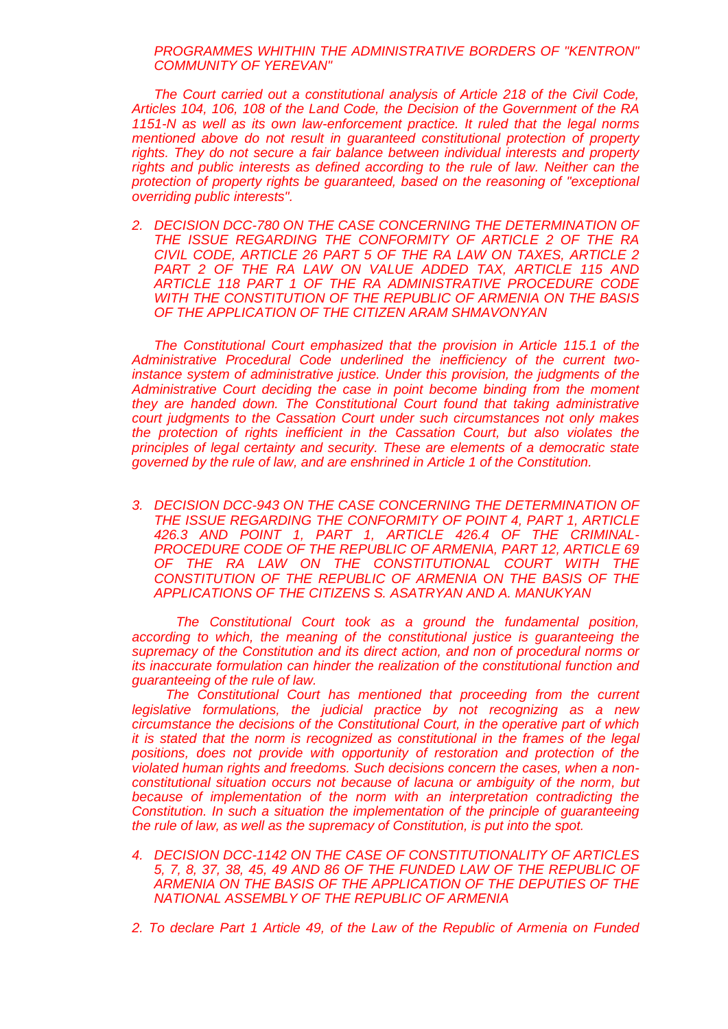*PROGRAMMES WHITHIN THE ADMINISTRATIVE BORDERS OF "KENTRON" COMMUNITY OF YEREVAN"*

*The Court carried out a constitutional analysis of Article 218 of the Civil Code, Articles 104, 106, 108 of the Land Code, the Decision of the Government of the RA 1151-N as well as its own law-enforcement practice. It ruled that the legal norms mentioned above do not result in guaranteed constitutional protection of property rights. They do not secure a fair balance between individual interests and property rights and public interests as defined according to the rule of law. Neither can the protection of property rights be guaranteed, based on the reasoning of "exceptional overriding public interests".*

2. *DECISION DCC-780 ON THE CASE CONCERNING THE DETERMINATION OF THE ISSUE REGARDING THE CONFORMITY OF ARTICLE 2 OF THE RA CIVIL CODE, ARTICLE 26 PART 5 OF THE RA LAW ON TAXES, ARTICLE 2 PART 2 OF THE RA LAW ON VALUE ADDED TAX, ARTICLE 115 AND ARTICLE 118 PART 1 OF THE RA ADMINISTRATIVE PROCEDURE CODE WITH THE CONSTITUTION OF THE REPUBLIC OF ARMENIA ON THE BASIS OF THE APPLICATION OF THE CITIZEN ARAM SHMAVONYAN*

*The Constitutional Court emphasized that the provision in Article 115.1 of the Administrative Procedural Code underlined the inefficiency of the current two-instance system of administrative justice. Under this provision, the judgments of the Administrative Court deciding the case in point become binding from the moment they are handed down. The Constitutional Court found that taking administrative court judgments to the Cassation Court under such circumstances not only makes the protection of rights inefficient in the Cassation Court, but also violates the principles of legal certainty and security. These are elements of a democratic state governed by the rule of law, and are enshrined in Article 1 of the Constitution.*

3. *DECISION DCC-943 ON THE CASE CONCERNING THE DETERMINATION OF THE ISSUE REGARDING THE CONFORMITY OF POINT 4, PART 1, ARTICLE 426.3 AND POINT 1, PART 1, ARTICLE 426.4 OF THE CRIMINAL-PROCEDURE CODE OF THE REPUBLIC OF ARMENIA, PART 12, ARTICLE 69 OF THE RA LAW ON THE CONSTITUTIONAL COURT WITH THE CONSTITUTION OF THE REPUBLIC OF ARMENIA ON THE BASIS OF THE APPLICATIONS OF THE CITIZENS S. ASATRYAN AND A. MANUKYAN*

*The Constitutional Court took as a ground the fundamental position, according to which, the meaning of the constitutional justice is guaranteeing the supremacy of the Constitution and its direct action, and non of procedural norms or its inaccurate formulation can hinder the realization of the constitutional function and guaranteeing of the rule of law.*

*The Constitutional Court has mentioned that proceeding from the current legislative formulations, the judicial practice by not recognizing as a new circumstance the decisions of the Constitutional Court, in the operative part of which it is stated that the norm is recognized as constitutional in the frames of the legal positions, does not provide with opportunity of restoration and protection of the violated human rights and freedoms. Such decisions concern the cases, when a non-constitutional situation occurs not because of lacuna or ambiguity of the norm, but because of implementation of the norm with an interpretation contradicting the Constitution. In such a situation the implementation of the principle of guaranteeing the rule of law, as well as the supremacy of Constitution, is put into the spot.*

4. *DECISION DCC-1142 ON THE CASE OF CONSTITUTIONALITY OF ARTICLES 5, 7, 8, 37, 38, 45, 49 AND 86 OF THE FUNDED LAW OF THE REPUBLIC OF ARMENIA ON THE BASIS OF THE APPLICATION OF THE DEPUTIES OF THE NATIONAL ASSEMBLY OF THE REPUBLIC OF ARMENIA*

*2. To declare Part 1 Article 49, of the Law of the Republic of Armenia on Funded*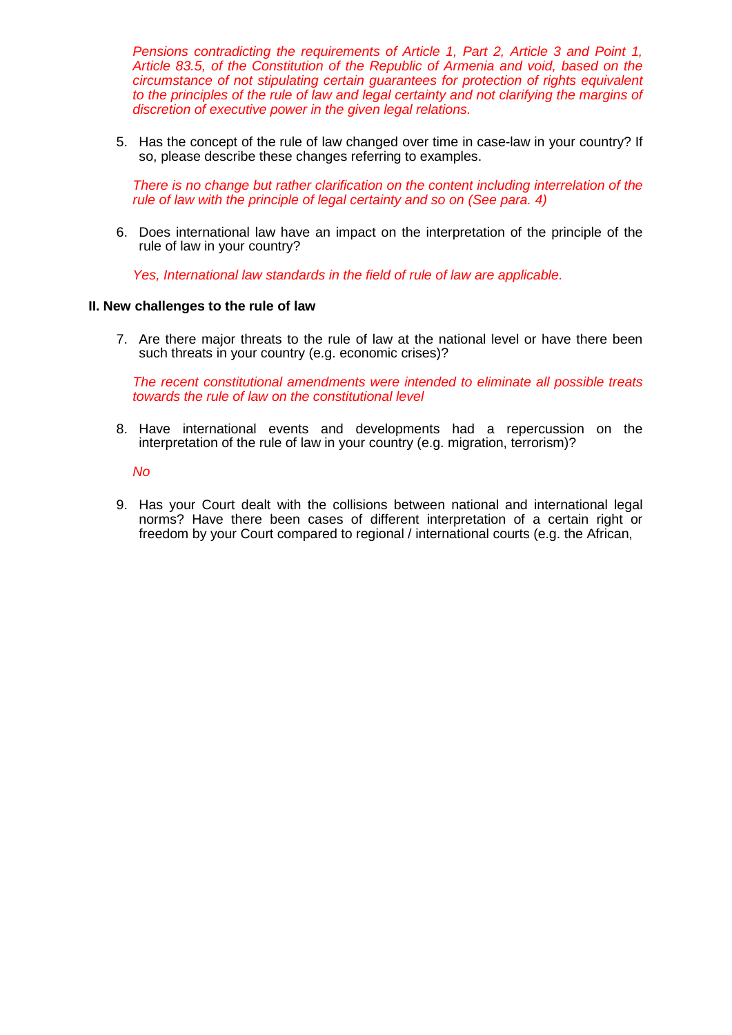*Pensions contradicting the requirements of Article 1, Part 2, Article 3 and Point 1, Article 83.5, of the Constitution of the Republic of Armenia and void, based on the circumstance of not stipulating certain guarantees for protection of rights equivalent to the principles of the rule of law and legal certainty and not clarifying the margins of discretion of executive power in the given legal relations.*

5. Has the concept of the rule of law changed over time in case-law in your country? If so, please describe these changes referring to examples.

   *There is no change but rather clarification on the content including interrelation of the rule of law with the principle of legal certainty and so on (See para. 4)*

6. Does international law have an impact on the interpretation of the principle of the rule of law in your country?

   *Yes, International law standards in the field of rule of law are applicable.*

**II. New challenges to the rule of law**

7. Are there major threats to the rule of law at the national level or have there been such threats in your country (e.g. economic crises)?

   *The recent constitutional amendments were intended to eliminate all possible treats towards the rule of law on the constitutional level*

8. Have international events and developments had a repercussion on the interpretation of the rule of law in your country (e.g. migration, terrorism)?

   *No*

9. Has your Court dealt with the collisions between national and international legal norms? Have there been cases of different interpretation of a certain right or freedom by your Court compared to regional / international courts (e.g. the African,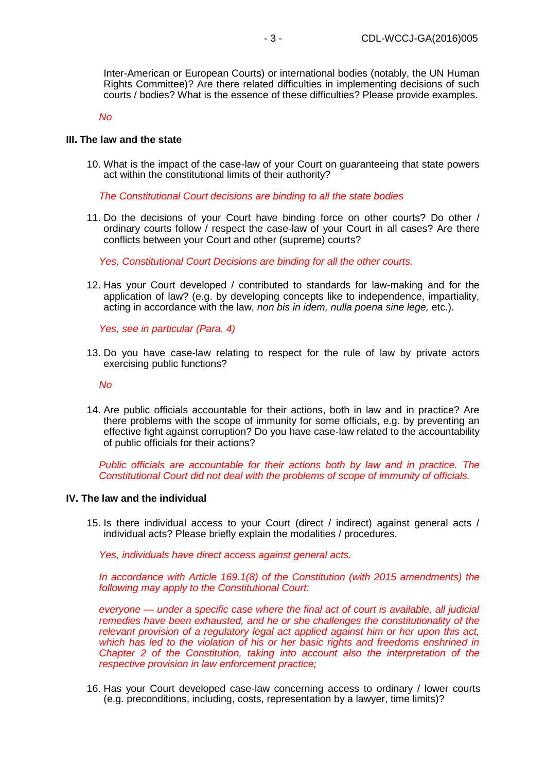Inter-American or European Courts) or international bodies (notably, the UN Human Rights Committee)? Are there related difficulties in implementing decisions of such courts / bodies? What is the essence of these difficulties? Please provide examples.

*No*

### III. The law and the state

10. What is the impact of the case-law of your Court on guaranteeing that state powers act within the constitutional limits of their authority?

    *The Constitutional Court decisions are binding to all the state bodies*

11. Do the decisions of your Court have binding force on other courts? Do other / ordinary courts follow / respect the case-law of your Court in all cases? Are there conflicts between your Court and other (supreme) courts?

    *Yes, Constitutional Court Decisions are binding for all the other courts.*

12. Has your Court developed / contributed to standards for law-making and for the application of law? (e.g. by developing concepts like to independence, impartiality, acting in accordance with the law, *non bis in idem, nulla poena sine lege,* etc.).

    *Yes, see in particular (Para. 4)*

13. Do you have case-law relating to respect for the rule of law by private actors exercising public functions?

    *No*

14. Are public officials accountable for their actions, both in law and in practice? Are there problems with the scope of immunity for some officials, e.g. by preventing an effective fight against corruption? Do you have case-law related to the accountability of public officials for their actions?

    *Public officials are accountable for their actions both by law and in practice. The Constitutional Court did not deal with the problems of scope of immunity of officials.*

### IV. The law and the individual

15. Is there individual access to your Court (direct / indirect) against general acts / individual acts? Please briefly explain the modalities / procedures.

    *Yes, individuals have direct access against general acts.*

    *In accordance with Article 169.1(8) of the Constitution (with 2015 amendments) the following may apply to the Constitutional Court:*

    *everyone — under a specific case where the final act of court is available, all judicial remedies have been exhausted, and he or she challenges the constitutionality of the relevant provision of a regulatory legal act applied against him or her upon this act, which has led to the violation of his or her basic rights and freedoms enshrined in Chapter 2 of the Constitution, taking into account also the interpretation of the respective provision in law enforcement practice;*

16. Has your Court developed case-law concerning access to ordinary / lower courts (e.g. preconditions, including, costs, representation by a lawyer, time limits)?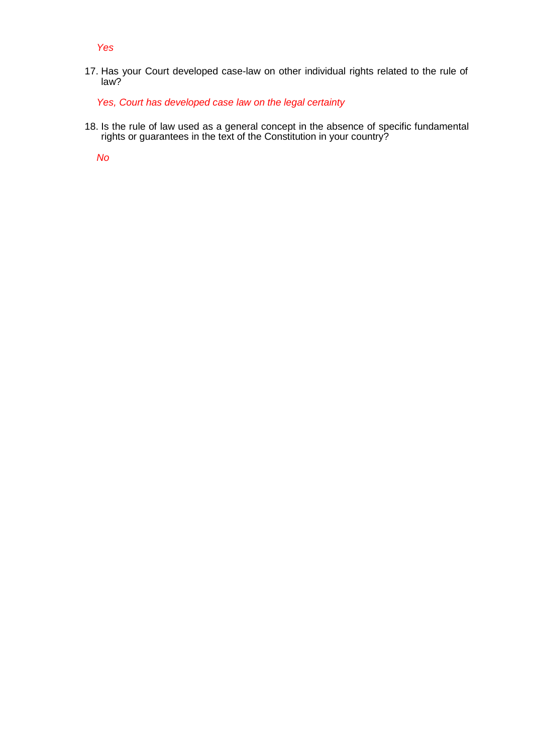*Yes*

17. Has your Court developed case-law on other individual rights related to the rule of law?

*Yes, Court has developed case law on the legal certainty*

18. Is the rule of law used as a general concept in the absence of specific fundamental rights or guarantees in the text of the Constitution in your country?

*No*